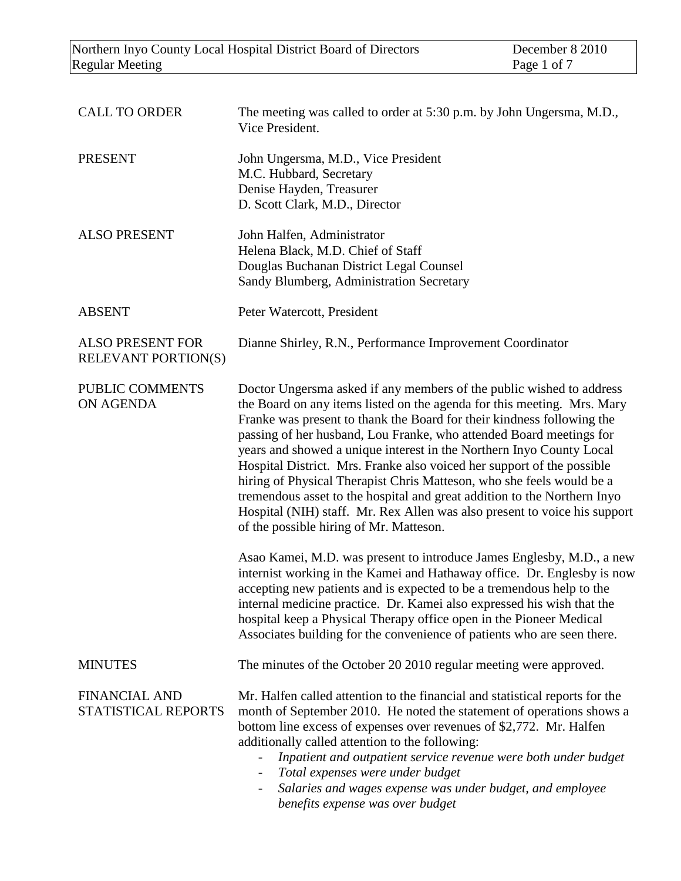| | |
|---|---|
| CALL TO ORDER | The meeting was called to order at 5:30 p.m. by John Ungersma, M.D., Vice President. |
| PRESENT | John Ungersma, M.D., Vice President<br>M.C. Hubbard, Secretary<br>Denise Hayden, Treasurer<br>D. Scott Clark, M.D., Director |
| ALSO PRESENT | John Halfen, Administrator<br>Helena Black, M.D. Chief of Staff<br>Douglas Buchanan District Legal Counsel<br>Sandy Blumberg, Administration Secretary |
| ABSENT | Peter Watercott, President |
| ALSO PRESENT FOR RELEVANT PORTION(S) | Dianne Shirley, R.N., Performance Improvement Coordinator |
| PUBLIC COMMENTS ON AGENDA | Doctor Ungersma asked if any members of the public wished to address the Board on any items listed on the agenda for this meeting. Mrs. Mary Franke was present to thank the Board for their kindness following the passing of her husband, Lou Franke, who attended Board meetings for years and showed a unique interest in the Northern Inyo County Local Hospital District. Mrs. Franke also voiced her support of the possible hiring of Physical Therapist Chris Matteson, who she feels would be a tremendous asset to the hospital and great addition to the Northern Inyo Hospital (NIH) staff. Mr. Rex Allen was also present to voice his support of the possible hiring of Mr. Matteson.<br><br>Asao Kamei, M.D. was present to introduce James Englesby, M.D., a new internist working in the Kamei and Hathaway office. Dr. Englesby is now accepting new patients and is expected to be a tremendous help to the internal medicine practice. Dr. Kamei also expressed his wish that the hospital keep a Physical Therapy office open in the Pioneer Medical Associates building for the convenience of patients who are seen there. |
| MINUTES | The minutes of the October 20 2010 regular meeting were approved. |
| FINANCIAL AND STATISTICAL REPORTS | Mr. Halfen called attention to the financial and statistical reports for the month of September 2010. He noted the statement of operations shows a bottom line excess of expenses over revenues of $2,772. Mr. Halfen additionally called attention to the following:<br>- *Inpatient and outpatient service revenue were both under budget*<br>- *Total expenses were under budget*<br>- *Salaries and wages expense was under budget, and employee benefits expense was over budget* |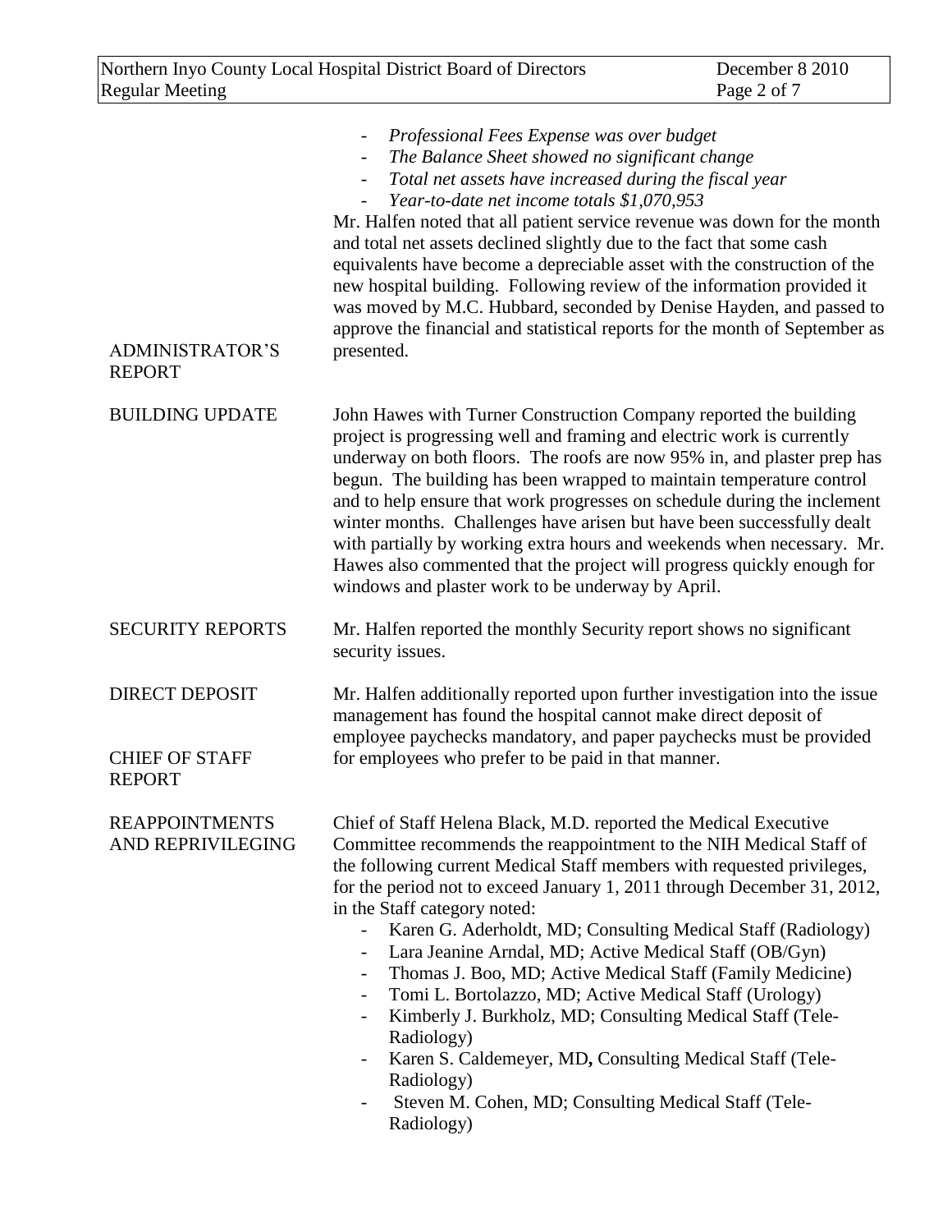- *Professional Fees Expense was over budget*
- *The Balance Sheet showed no significant change*
- *Total net assets have increased during the fiscal year*
- *Year-to-date net income totals $1,070,953*

Mr. Halfen noted that all patient service revenue was down for the month and total net assets declined slightly due to the fact that some cash equivalents have become a depreciable asset with the construction of the new hospital building. Following review of the information provided it was moved by M.C. Hubbard, seconded by Denise Hayden, and passed to approve the financial and statistical reports for the month of September as presented.

**ADMINISTRATOR'S REPORT**

**BUILDING UPDATE**

John Hawes with Turner Construction Company reported the building project is progressing well and framing and electric work is currently underway on both floors. The roofs are now 95% in, and plaster prep has begun. The building has been wrapped to maintain temperature control and to help ensure that work progresses on schedule during the inclement winter months. Challenges have arisen but have been successfully dealt with partially by working extra hours and weekends when necessary. Mr. Hawes also commented that the project will progress quickly enough for windows and plaster work to be underway by April.

**SECURITY REPORTS**

Mr. Halfen reported the monthly Security report shows no significant security issues.

**DIRECT DEPOSIT**

Mr. Halfen additionally reported upon further investigation into the issue management has found the hospital cannot make direct deposit of employee paychecks mandatory, and paper paychecks must be provided for employees who prefer to be paid in that manner.

**CHIEF OF STAFF REPORT**

**REAPPOINTMENTS AND REPRIVILEGING**

Chief of Staff Helena Black, M.D. reported the Medical Executive Committee recommends the reappointment to the NIH Medical Staff of the following current Medical Staff members with requested privileges, for the period not to exceed January 1, 2011 through December 31, 2012, in the Staff category noted:

- Karen G. Aderholdt, MD; Consulting Medical Staff (Radiology)
- Lara Jeanine Arndal, MD; Active Medical Staff (OB/Gyn)
- Thomas J. Boo, MD; Active Medical Staff (Family Medicine)
- Tomi L. Bortolazzo, MD; Active Medical Staff (Urology)
- Kimberly J. Burkholz, MD; Consulting Medical Staff (Tele-Radiology)
- Karen S. Caldemeyer, MD**,** Consulting Medical Staff (Tele-Radiology)
- Steven M. Cohen, MD; Consulting Medical Staff (Tele-Radiology)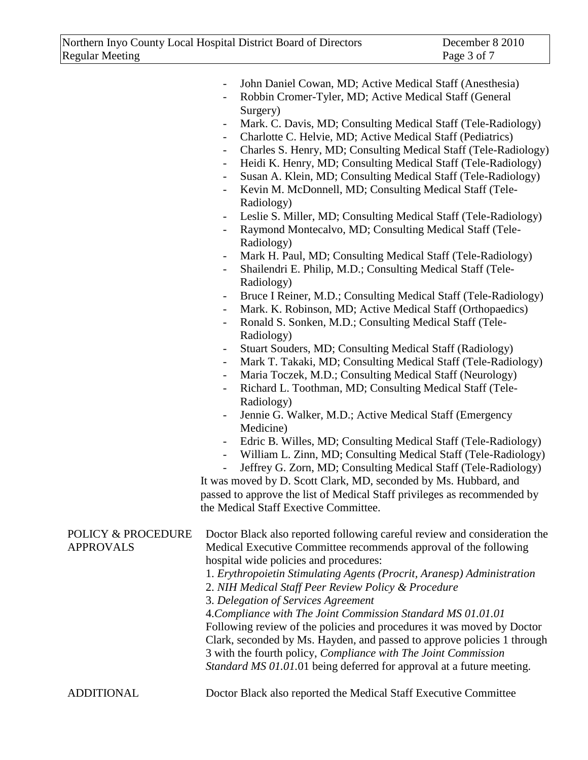- John Daniel Cowan, MD; Active Medical Staff (Anesthesia)
- Robbin Cromer-Tyler, MD; Active Medical Staff (General Surgery)
- Mark. C. Davis, MD; Consulting Medical Staff (Tele-Radiology)
- Charlotte C. Helvie, MD; Active Medical Staff (Pediatrics)
- Charles S. Henry, MD; Consulting Medical Staff (Tele-Radiology)
- Heidi K. Henry, MD; Consulting Medical Staff (Tele-Radiology)
- Susan A. Klein, MD; Consulting Medical Staff (Tele-Radiology)
- Kevin M. McDonnell, MD; Consulting Medical Staff (Tele-Radiology)
- Leslie S. Miller, MD; Consulting Medical Staff (Tele-Radiology)
- Raymond Montecalvo, MD; Consulting Medical Staff (Tele-Radiology)
- Mark H. Paul, MD; Consulting Medical Staff (Tele-Radiology)
- Shailendri E. Philip, M.D.; Consulting Medical Staff (Tele-Radiology)
- Bruce I Reiner, M.D.; Consulting Medical Staff (Tele-Radiology)
- Mark. K. Robinson, MD; Active Medical Staff (Orthopaedics)
- Ronald S. Sonken, M.D.; Consulting Medical Staff (Tele-Radiology)
- Stuart Souders, MD; Consulting Medical Staff (Radiology)
- Mark T. Takaki, MD; Consulting Medical Staff (Tele-Radiology)
- Maria Toczek, M.D.; Consulting Medical Staff (Neurology)
- Richard L. Toothman, MD; Consulting Medical Staff (Tele-Radiology)
- Jennie G. Walker, M.D.; Active Medical Staff (Emergency Medicine)
- Edric B. Willes, MD; Consulting Medical Staff (Tele-Radiology)
- William L. Zinn, MD; Consulting Medical Staff (Tele-Radiology)
- Jeffrey G. Zorn, MD; Consulting Medical Staff (Tele-Radiology)

It was moved by D. Scott Clark, MD, seconded by Ms. Hubbard, and passed to approve the list of Medical Staff privileges as recommended by the Medical Staff Exective Committee.

**POLICY & PROCEDURE APPROVALS**

Doctor Black also reported following careful review and consideration the Medical Executive Committee recommends approval of the following hospital wide policies and procedures:

1. *Erythropoietin Stimulating Agents (Procrit, Aranesp) Administration*
2. *NIH Medical Staff Peer Review Policy & Procedure*
3. *Delegation of Services Agreement*
4. *Compliance with The Joint Commission Standard MS 01.01.01*

Following review of the policies and procedures it was moved by Doctor Clark, seconded by Ms. Hayden, and passed to approve policies 1 through 3 with the fourth policy, *Compliance with The Joint Commission Standard MS 01.01.*01 being deferred for approval at a future meeting.

**ADDITIONAL**

Doctor Black also reported the Medical Staff Executive Committee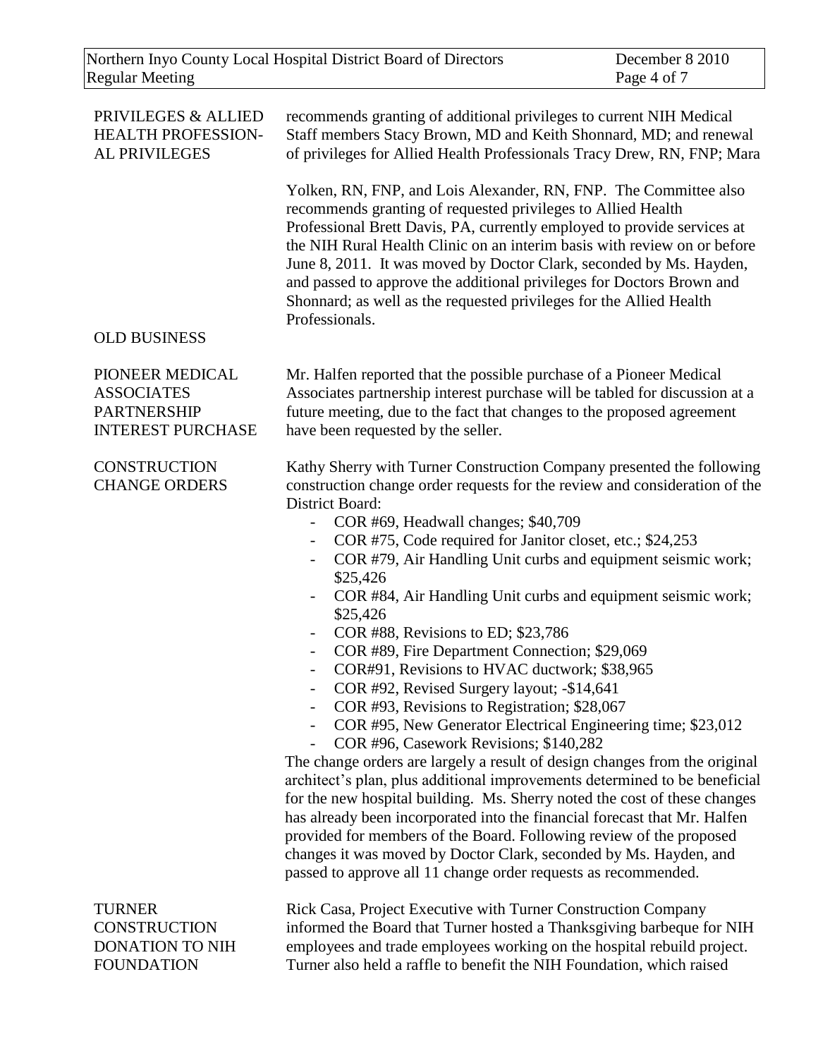**PRIVILEGES & ALLIED HEALTH PROFESSIONAL PRIVILEGES**

recommends granting of additional privileges to current NIH Medical Staff members Stacy Brown, MD and Keith Shonnard, MD; and renewal of privileges for Allied Health Professionals Tracy Drew, RN, FNP; Mara Yolken, RN, FNP, and Lois Alexander, RN, FNP. The Committee also recommends granting of requested privileges to Allied Health Professional Brett Davis, PA, currently employed to provide services at the NIH Rural Health Clinic on an interim basis with review on or before June 8, 2011. It was moved by Doctor Clark, seconded by Ms. Hayden, and passed to approve the additional privileges for Doctors Brown and Shonnard; as well as the requested privileges for the Allied Health Professionals.

**OLD BUSINESS**

**PIONEER MEDICAL ASSOCIATES PARTNERSHIP INTEREST PURCHASE**

Mr. Halfen reported that the possible purchase of a Pioneer Medical Associates partnership interest purchase will be tabled for discussion at a future meeting, due to the fact that changes to the proposed agreement have been requested by the seller.

**CONSTRUCTION CHANGE ORDERS**

Kathy Sherry with Turner Construction Company presented the following construction change order requests for the review and consideration of the District Board:

- COR #69, Headwall changes; $40,709
- COR #75, Code required for Janitor closet, etc.; $24,253
- COR #79, Air Handling Unit curbs and equipment seismic work; $25,426
- COR #84, Air Handling Unit curbs and equipment seismic work; $25,426
- COR #88, Revisions to ED; $23,786
- COR #89, Fire Department Connection; $29,069
- COR#91, Revisions to HVAC ductwork; $38,965
- COR #92, Revised Surgery layout; -$14,641
- COR #93, Revisions to Registration; $28,067
- COR #95, New Generator Electrical Engineering time; $23,012
- COR #96, Casework Revisions; $140,282

The change orders are largely a result of design changes from the original architect's plan, plus additional improvements determined to be beneficial for the new hospital building. Ms. Sherry noted the cost of these changes has already been incorporated into the financial forecast that Mr. Halfen provided for members of the Board. Following review of the proposed changes it was moved by Doctor Clark, seconded by Ms. Hayden, and passed to approve all 11 change order requests as recommended.

**TURNER CONSTRUCTION DONATION TO NIH FOUNDATION**

Rick Casa, Project Executive with Turner Construction Company informed the Board that Turner hosted a Thanksgiving barbeque for NIH employees and trade employees working on the hospital rebuild project. Turner also held a raffle to benefit the NIH Foundation, which raised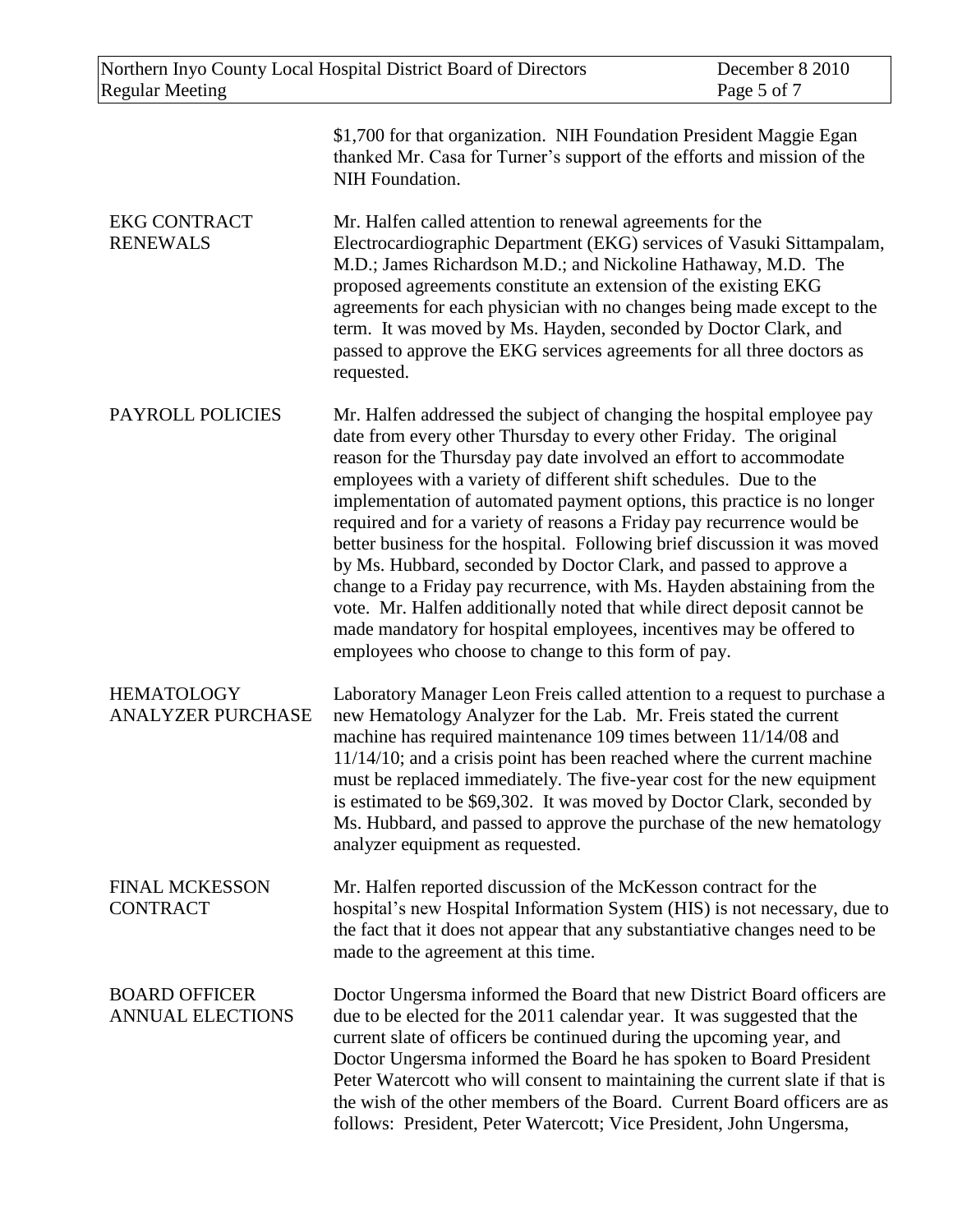$1,700 for that organization. NIH Foundation President Maggie Egan thanked Mr. Casa for Turner's support of the efforts and mission of the NIH Foundation.

**EKG CONTRACT RENEWALS**

Mr. Halfen called attention to renewal agreements for the Electrocardiographic Department (EKG) services of Vasuki Sittampalam, M.D.; James Richardson M.D.; and Nickoline Hathaway, M.D. The proposed agreements constitute an extension of the existing EKG agreements for each physician with no changes being made except to the term. It was moved by Ms. Hayden, seconded by Doctor Clark, and passed to approve the EKG services agreements for all three doctors as requested.

**PAYROLL POLICIES**

Mr. Halfen addressed the subject of changing the hospital employee pay date from every other Thursday to every other Friday. The original reason for the Thursday pay date involved an effort to accommodate employees with a variety of different shift schedules. Due to the implementation of automated payment options, this practice is no longer required and for a variety of reasons a Friday pay recurrence would be better business for the hospital. Following brief discussion it was moved by Ms. Hubbard, seconded by Doctor Clark, and passed to approve a change to a Friday pay recurrence, with Ms. Hayden abstaining from the vote. Mr. Halfen additionally noted that while direct deposit cannot be made mandatory for hospital employees, incentives may be offered to employees who choose to change to this form of pay.

**HEMATOLOGY ANALYZER PURCHASE**

Laboratory Manager Leon Freis called attention to a request to purchase a new Hematology Analyzer for the Lab. Mr. Freis stated the current machine has required maintenance 109 times between 11/14/08 and 11/14/10; and a crisis point has been reached where the current machine must be replaced immediately. The five-year cost for the new equipment is estimated to be $69,302. It was moved by Doctor Clark, seconded by Ms. Hubbard, and passed to approve the purchase of the new hematology analyzer equipment as requested.

**FINAL MCKESSON CONTRACT**

Mr. Halfen reported discussion of the McKesson contract for the hospital's new Hospital Information System (HIS) is not necessary, due to the fact that it does not appear that any substantiative changes need to be made to the agreement at this time.

**BOARD OFFICER ANNUAL ELECTIONS**

Doctor Ungersma informed the Board that new District Board officers are due to be elected for the 2011 calendar year. It was suggested that the current slate of officers be continued during the upcoming year, and Doctor Ungersma informed the Board he has spoken to Board President Peter Watercott who will consent to maintaining the current slate if that is the wish of the other members of the Board. Current Board officers are as follows: President, Peter Watercott; Vice President, John Ungersma,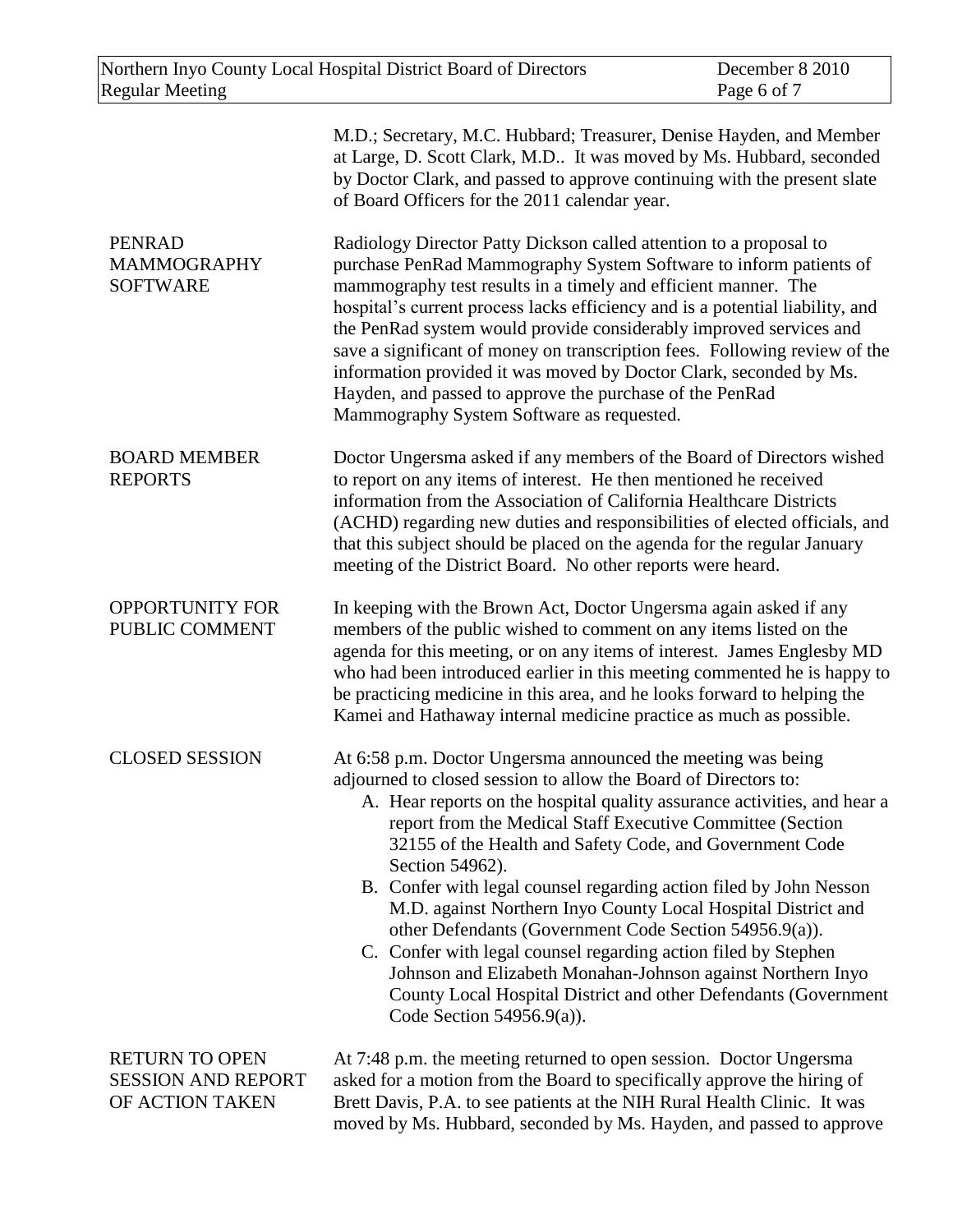M.D.; Secretary, M.C. Hubbard; Treasurer, Denise Hayden, and Member at Large, D. Scott Clark, M.D.. It was moved by Ms. Hubbard, seconded by Doctor Clark, and passed to approve continuing with the present slate of Board Officers for the 2011 calendar year.

**PENRAD MAMMOGRAPHY SOFTWARE**

Radiology Director Patty Dickson called attention to a proposal to purchase PenRad Mammography System Software to inform patients of mammography test results in a timely and efficient manner. The hospital's current process lacks efficiency and is a potential liability, and the PenRad system would provide considerably improved services and save a significant of money on transcription fees. Following review of the information provided it was moved by Doctor Clark, seconded by Ms. Hayden, and passed to approve the purchase of the PenRad Mammography System Software as requested.

**BOARD MEMBER REPORTS**

Doctor Ungersma asked if any members of the Board of Directors wished to report on any items of interest. He then mentioned he received information from the Association of California Healthcare Districts (ACHD) regarding new duties and responsibilities of elected officials, and that this subject should be placed on the agenda for the regular January meeting of the District Board. No other reports were heard.

**OPPORTUNITY FOR PUBLIC COMMENT**

In keeping with the Brown Act, Doctor Ungersma again asked if any members of the public wished to comment on any items listed on the agenda for this meeting, or on any items of interest. James Englesby MD who had been introduced earlier in this meeting commented he is happy to be practicing medicine in this area, and he looks forward to helping the Kamei and Hathaway internal medicine practice as much as possible.

**CLOSED SESSION**

At 6:58 p.m. Doctor Ungersma announced the meeting was being adjourned to closed session to allow the Board of Directors to:

A. Hear reports on the hospital quality assurance activities, and hear a report from the Medical Staff Executive Committee (Section 32155 of the Health and Safety Code, and Government Code Section 54962).
B. Confer with legal counsel regarding action filed by John Nesson M.D. against Northern Inyo County Local Hospital District and other Defendants (Government Code Section 54956.9(a)).
C. Confer with legal counsel regarding action filed by Stephen Johnson and Elizabeth Monahan-Johnson against Northern Inyo County Local Hospital District and other Defendants (Government Code Section 54956.9(a)).

**RETURN TO OPEN SESSION AND REPORT OF ACTION TAKEN**

At 7:48 p.m. the meeting returned to open session. Doctor Ungersma asked for a motion from the Board to specifically approve the hiring of Brett Davis, P.A. to see patients at the NIH Rural Health Clinic. It was moved by Ms. Hubbard, seconded by Ms. Hayden, and passed to approve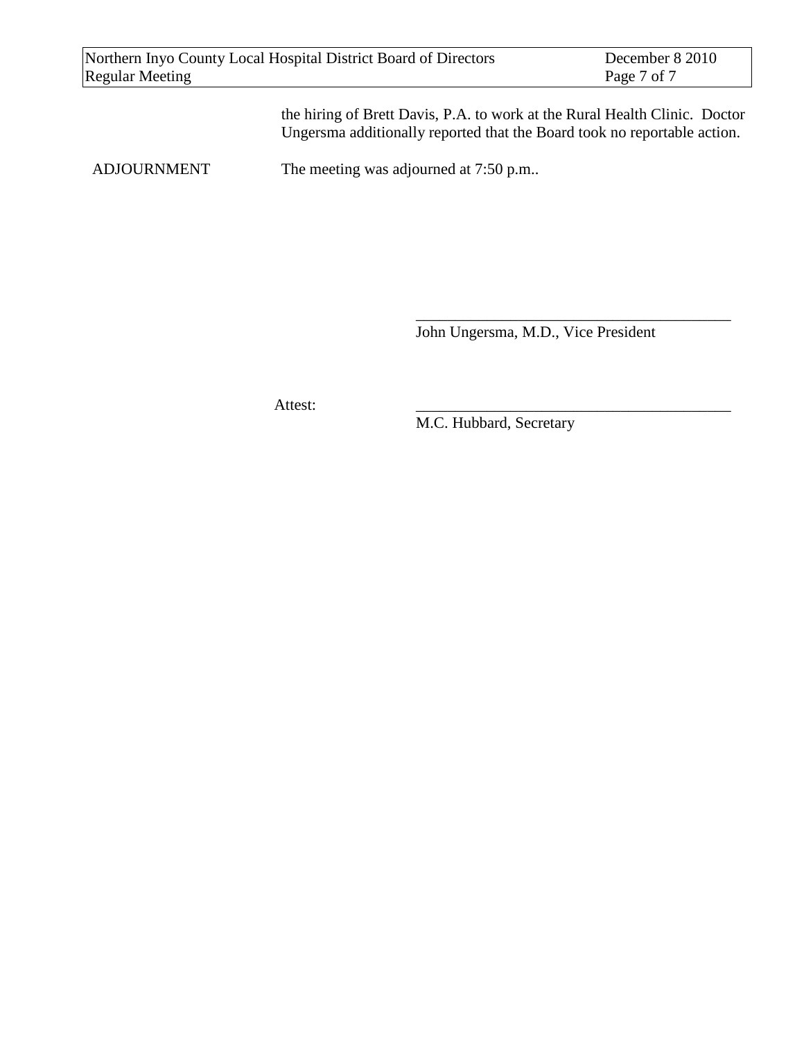the hiring of Brett Davis, P.A. to work at the Rural Health Clinic. Doctor Ungersma additionally reported that the Board took no reportable action.

ADJOURNMENT The meeting was adjourned at 7:50 p.m..

\_\_\_\_\_\_\_\_\_\_\_\_\_\_\_\_\_\_\_\_\_\_\_\_\_\_\_\_\_\_\_\_\_\_\_\_\_\_\_\_
John Ungersma, M.D., Vice President

Attest: \_\_\_\_\_\_\_\_\_\_\_\_\_\_\_\_\_\_\_\_\_\_\_\_\_\_\_\_\_\_\_\_\_\_\_\_\_\_\_\_
M.C. Hubbard, Secretary